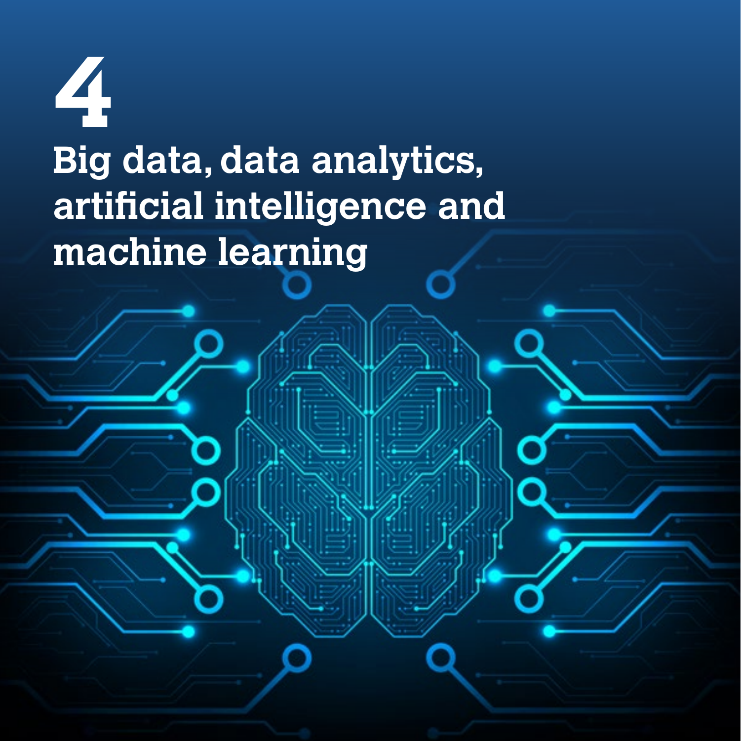# 4

# Big data, data analytics, artificial intelligence and machine learning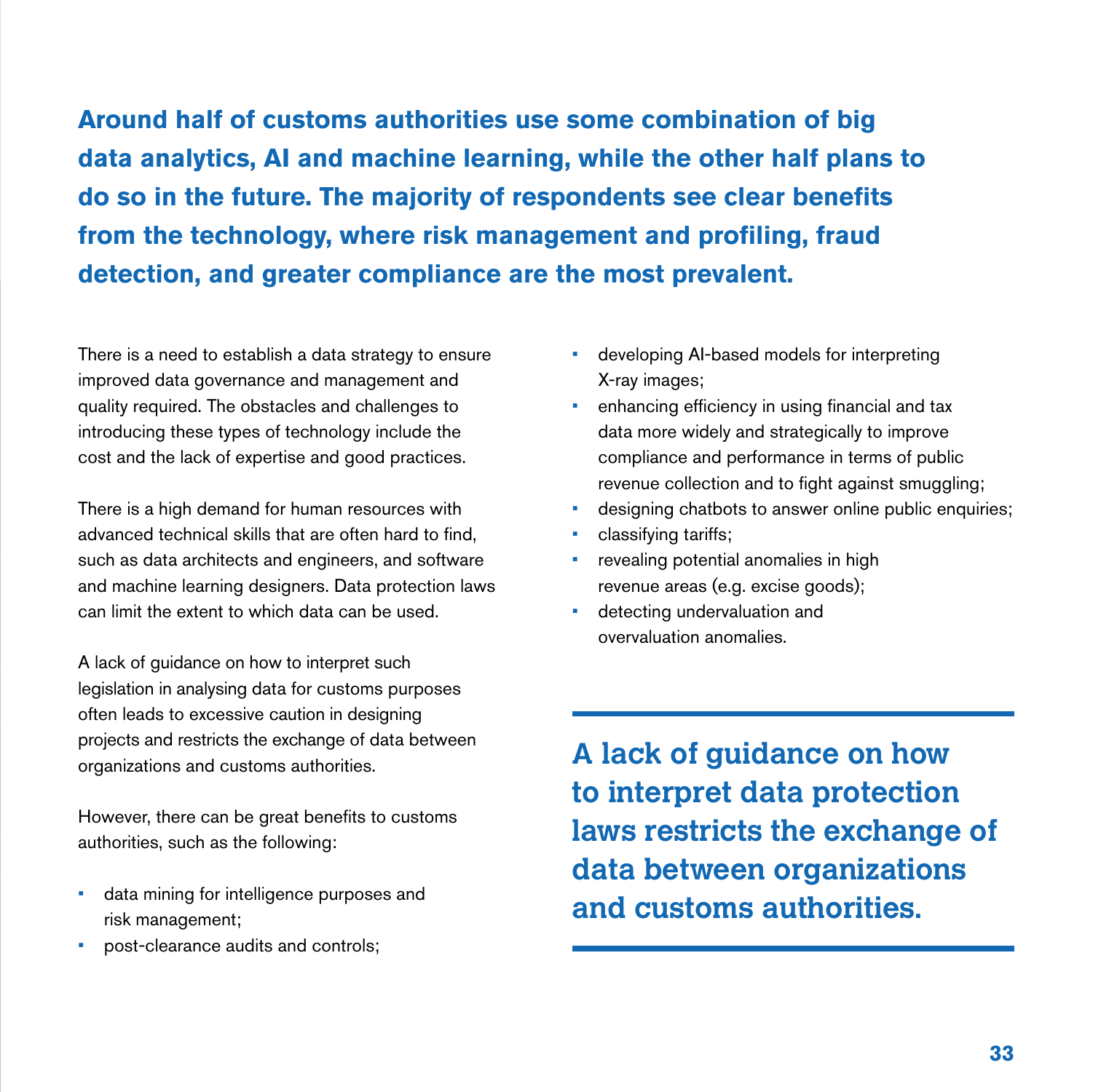**Around half of customs authorities use some combination of big data analytics, AI and machine learning, while the other half plans to do so in the future. The majority of respondents see clear benefits from the technology, where risk management and profiling, fraud detection, and greater compliance are the most prevalent.**

There is a need to establish a data strategy to ensure improved data governance and management and quality required. The obstacles and challenges to introducing these types of technology include the cost and the lack of expertise and good practices.

There is a high demand for human resources with advanced technical skills that are often hard to find, such as data architects and engineers, and software and machine learning designers. Data protection laws can limit the extent to which data can be used.

A lack of guidance on how to interpret such legislation in analysing data for customs purposes often leads to excessive caution in designing projects and restricts the exchange of data between organizations and customs authorities.

However, there can be great benefits to customs authorities, such as the following:

- data mining for intelligence purposes and risk management;
- post-clearance audits and controls;
- developing AI-based models for interpreting X-ray images;
- enhancing efficiency in using financial and tax data more widely and strategically to improve compliance and performance in terms of public revenue collection and to fight against smuggling;
- designing chatbots to answer online public enquiries;
- classifying tariffs;
- revealing potential anomalies in high revenue areas (e.g. excise goods);
- detecting undervaluation and overvaluation anomalies.

**A lack of guidance on how to interpret data protection laws restricts the exchange of data between organizations and customs authorities.**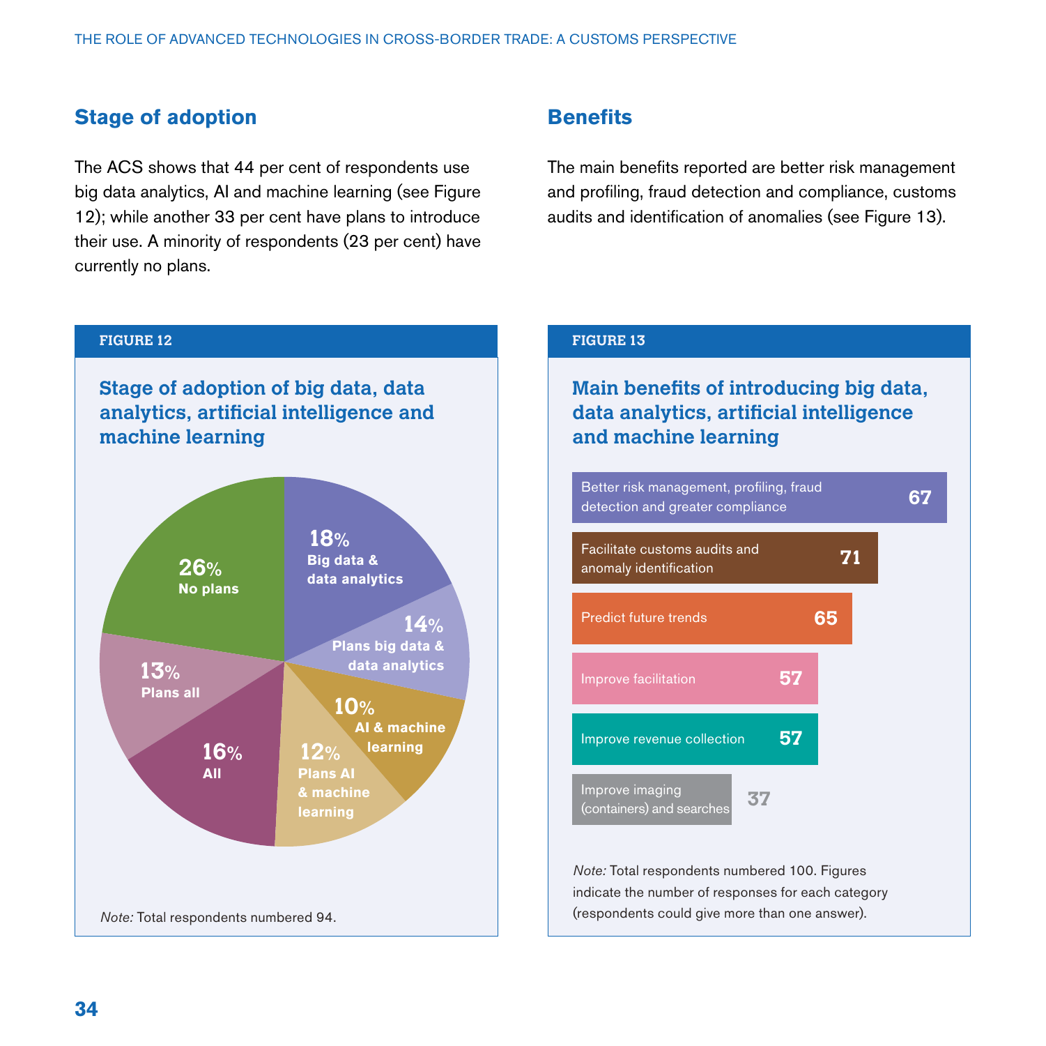## Stage of adoption

The ACS shows that 44 per cent of respondents use big data analytics, AI and machine learning (see Figure 12); while another 33 per cent have plans to introduce their use. A minority of respondents (23 per cent) have currently no plans.

## Benefits

The main benefits reported are better risk management and profiling, fraud detection and compliance, customs audits and identification of anomalies (see Figure 13).

**FIGURE 12**

**Stage of adoption of big data, data analytics, artificial intelligence and machine learning**

| Stage | Share |
|---|---|
| Big data & data analytics | 18% |
| Plans big data & data analytics | 14% |
| AI & machine learning | 10% |
| Plans AI & machine learning | 12% |
| All | 16% |
| Plans all | 13% |
| No plans | 26% |

*Note:* Total respondents numbered 94.

**FIGURE 13**

**Main benefits of introducing big data, data analytics, artificial intelligence and machine learning**

| Benefit | Responses |
|---|---|
| Better risk management, profiling, fraud detection and greater compliance | 67 |
| Facilitate customs audits and anomaly identification | 71 |
| Predict future trends | 65 |
| Improve facilitation | 57 |
| Improve revenue collection | 57 |
| Improve imaging (containers) and searches | 37 |

*Note:* Total respondents numbered 100. Figures indicate the number of responses for each category (respondents could give more than one answer).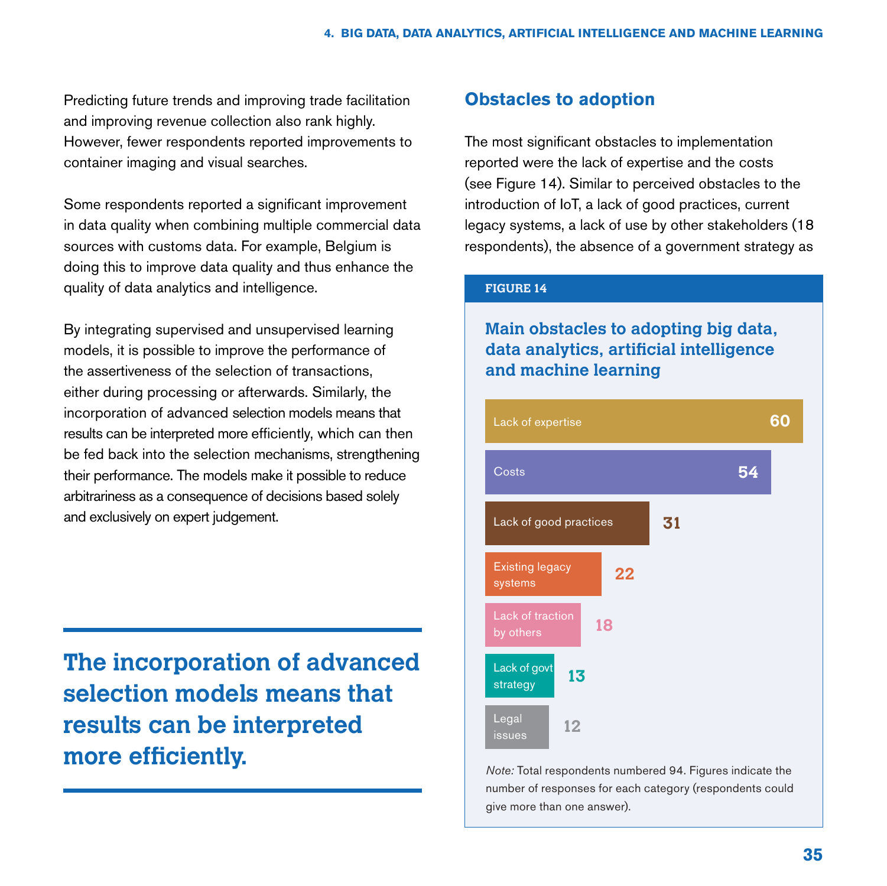Predicting future trends and improving trade facilitation and improving revenue collection also rank highly. However, fewer respondents reported improvements to container imaging and visual searches.

Some respondents reported a significant improvement in data quality when combining multiple commercial data sources with customs data. For example, Belgium is doing this to improve data quality and thus enhance the quality of data analytics and intelligence.

By integrating supervised and unsupervised learning models, it is possible to improve the performance of the assertiveness of the selection of transactions, either during processing or afterwards. Similarly, the incorporation of advanced selection models means that results can be interpreted more efficiently, which can then be fed back into the selection mechanisms, strengthening their performance. The models make it possible to reduce arbitrariness as a consequence of decisions based solely and exclusively on expert judgement.

**The incorporation of advanced selection models means that results can be interpreted more efficiently.**

## Obstacles to adoption

The most significant obstacles to implementation reported were the lack of expertise and the costs (see Figure 14). Similar to perceived obstacles to the introduction of IoT, a lack of good practices, current legacy systems, a lack of use by other stakeholders (18 respondents), the absence of a government strategy as

**FIGURE 14**

**Main obstacles to adopting big data, data analytics, artificial intelligence and machine learning**

| Obstacle | Responses |
|---|---|
| Lack of expertise | 60 |
| Costs | 54 |
| Lack of good practices | 31 |
| Existing legacy systems | 22 |
| Lack of traction by others | 18 |
| Lack of govt strategy | 13 |
| Legal issues | 12 |

*Note:* Total respondents numbered 94. Figures indicate the number of responses for each category (respondents could give more than one answer).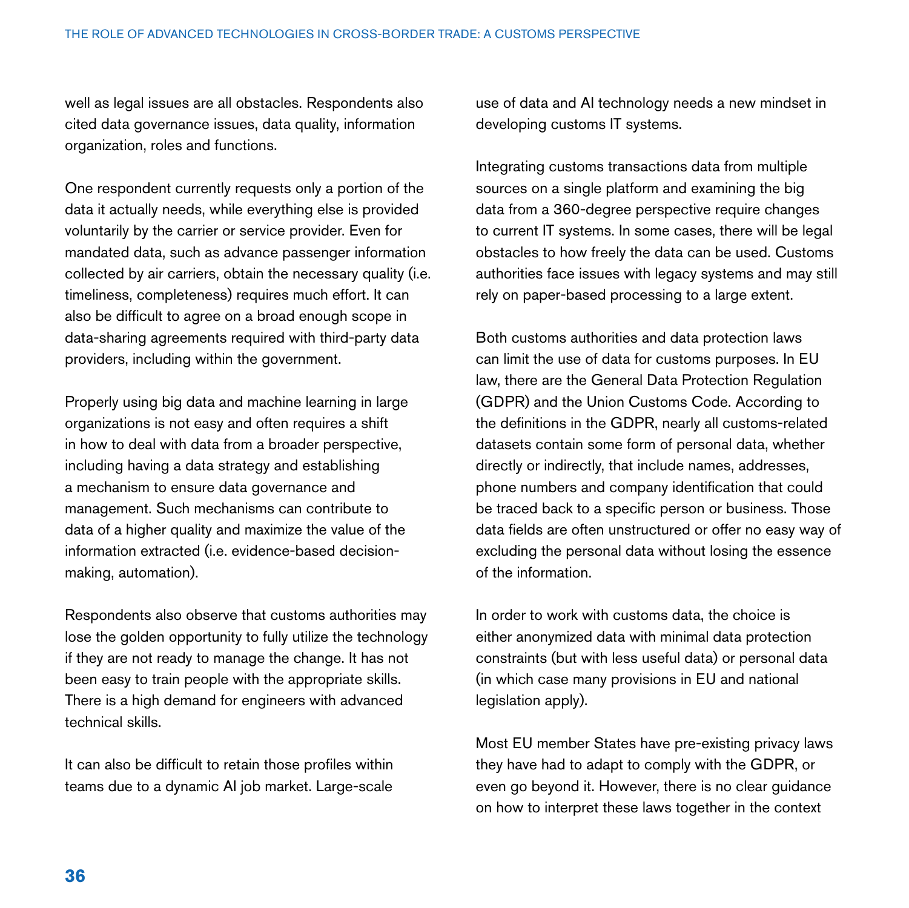well as legal issues are all obstacles. Respondents also cited data governance issues, data quality, information organization, roles and functions.

One respondent currently requests only a portion of the data it actually needs, while everything else is provided voluntarily by the carrier or service provider. Even for mandated data, such as advance passenger information collected by air carriers, obtain the necessary quality (i.e. timeliness, completeness) requires much effort. It can also be difficult to agree on a broad enough scope in data-sharing agreements required with third-party data providers, including within the government.

Properly using big data and machine learning in large organizations is not easy and often requires a shift in how to deal with data from a broader perspective, including having a data strategy and establishing a mechanism to ensure data governance and management. Such mechanisms can contribute to data of a higher quality and maximize the value of the information extracted (i.e. evidence-based decision-making, automation).

Respondents also observe that customs authorities may lose the golden opportunity to fully utilize the technology if they are not ready to manage the change. It has not been easy to train people with the appropriate skills. There is a high demand for engineers with advanced technical skills.

It can also be difficult to retain those profiles within teams due to a dynamic AI job market. Large-scale use of data and AI technology needs a new mindset in developing customs IT systems.

Integrating customs transactions data from multiple sources on a single platform and examining the big data from a 360-degree perspective require changes to current IT systems. In some cases, there will be legal obstacles to how freely the data can be used. Customs authorities face issues with legacy systems and may still rely on paper-based processing to a large extent.

Both customs authorities and data protection laws can limit the use of data for customs purposes. In EU law, there are the General Data Protection Regulation (GDPR) and the Union Customs Code. According to the definitions in the GDPR, nearly all customs-related datasets contain some form of personal data, whether directly or indirectly, that include names, addresses, phone numbers and company identification that could be traced back to a specific person or business. Those data fields are often unstructured or offer no easy way of excluding the personal data without losing the essence of the information.

In order to work with customs data, the choice is either anonymized data with minimal data protection constraints (but with less useful data) or personal data (in which case many provisions in EU and national legislation apply).

Most EU member States have pre-existing privacy laws they have had to adapt to comply with the GDPR, or even go beyond it. However, there is no clear guidance on how to interpret these laws together in the context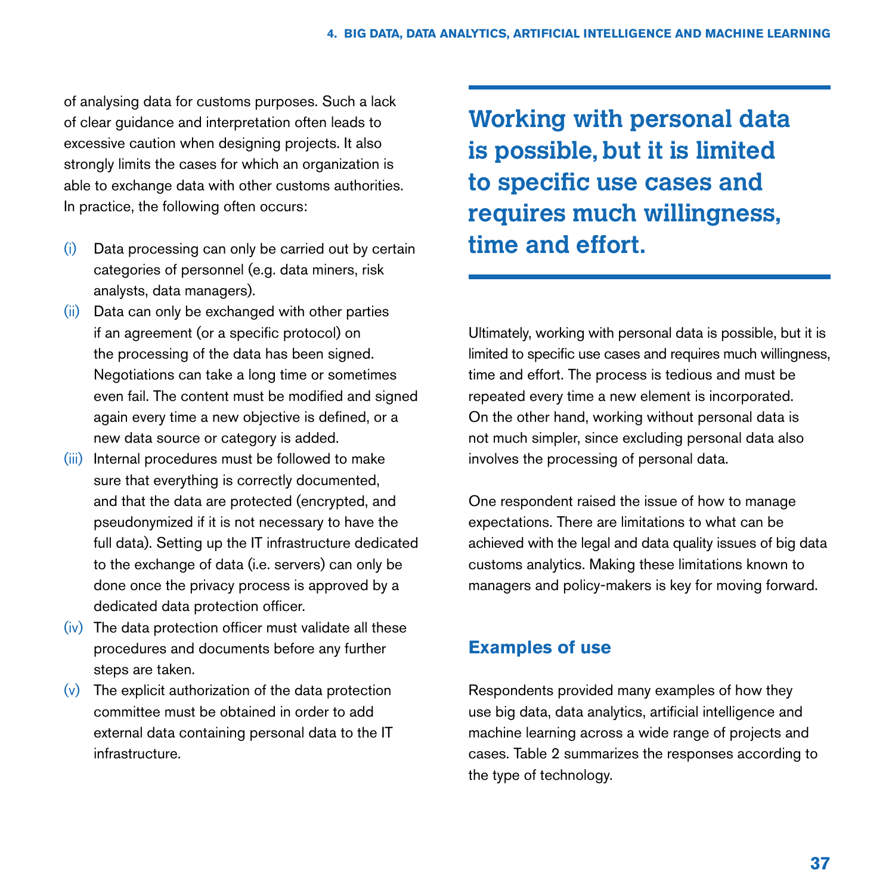of analysing data for customs purposes. Such a lack of clear guidance and interpretation often leads to excessive caution when designing projects. It also strongly limits the cases for which an organization is able to exchange data with other customs authorities. In practice, the following often occurs:

(i) Data processing can only be carried out by certain categories of personnel (e.g. data miners, risk analysts, data managers).

(ii) Data can only be exchanged with other parties if an agreement (or a specific protocol) on the processing of the data has been signed. Negotiations can take a long time or sometimes even fail. The content must be modified and signed again every time a new objective is defined, or a new data source or category is added.

(iii) Internal procedures must be followed to make sure that everything is correctly documented, and that the data are protected (encrypted, and pseudonymized if it is not necessary to have the full data). Setting up the IT infrastructure dedicated to the exchange of data (i.e. servers) can only be done once the privacy process is approved by a dedicated data protection officer.

(iv) The data protection officer must validate all these procedures and documents before any further steps are taken.

(v) The explicit authorization of the data protection committee must be obtained in order to add external data containing personal data to the IT infrastructure.

**Working with personal data is possible, but it is limited to specific use cases and requires much willingness, time and effort.**

Ultimately, working with personal data is possible, but it is limited to specific use cases and requires much willingness, time and effort. The process is tedious and must be repeated every time a new element is incorporated. On the other hand, working without personal data is not much simpler, since excluding personal data also involves the processing of personal data.

One respondent raised the issue of how to manage expectations. There are limitations to what can be achieved with the legal and data quality issues of big data customs analytics. Making these limitations known to managers and policy-makers is key for moving forward.

### Examples of use

Respondents provided many examples of how they use big data, data analytics, artificial intelligence and machine learning across a wide range of projects and cases. Table 2 summarizes the responses according to the type of technology.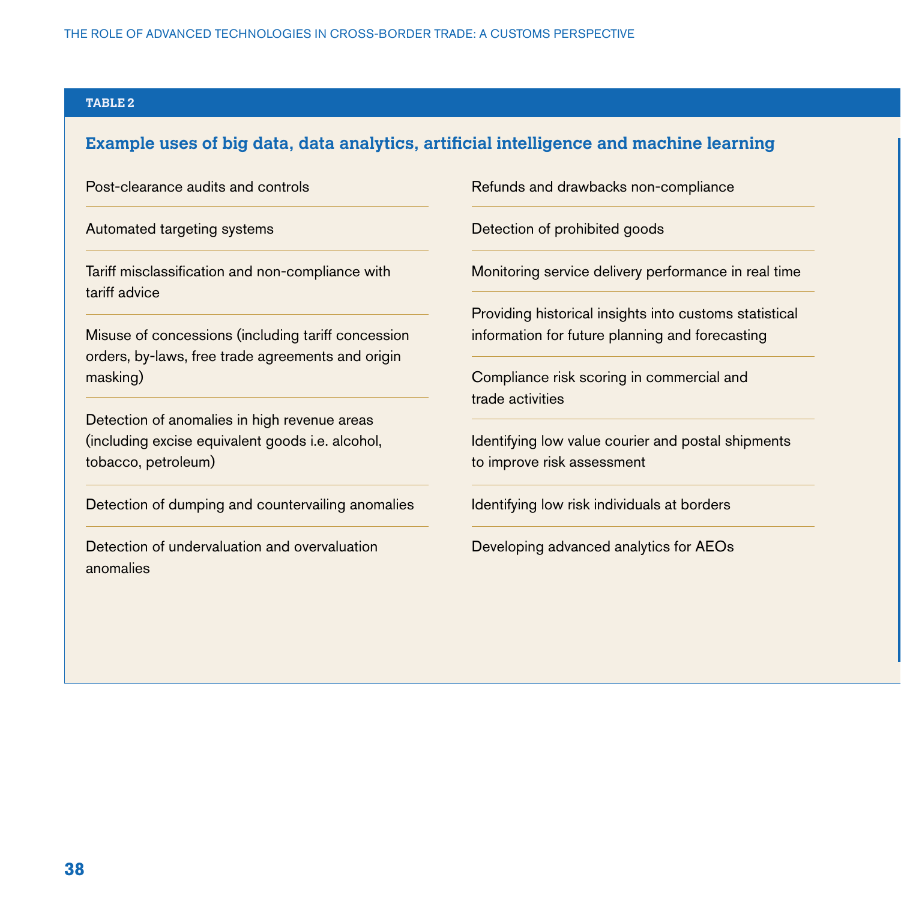**TABLE 2**

## Example uses of big data, data analytics, artificial intelligence and machine learning

- Post-clearance audits and controls
- Automated targeting systems
- Tariff misclassification and non-compliance with tariff advice
- Misuse of concessions (including tariff concession orders, by-laws, free trade agreements and origin masking)
- Detection of anomalies in high revenue areas (including excise equivalent goods i.e. alcohol, tobacco, petroleum)
- Detection of dumping and countervailing anomalies
- Detection of undervaluation and overvaluation anomalies
- Refunds and drawbacks non-compliance
- Detection of prohibited goods
- Monitoring service delivery performance in real time
- Providing historical insights into customs statistical information for future planning and forecasting
- Compliance risk scoring in commercial and trade activities
- Identifying low value courier and postal shipments to improve risk assessment
- Identifying low risk individuals at borders
- Developing advanced analytics for AEOs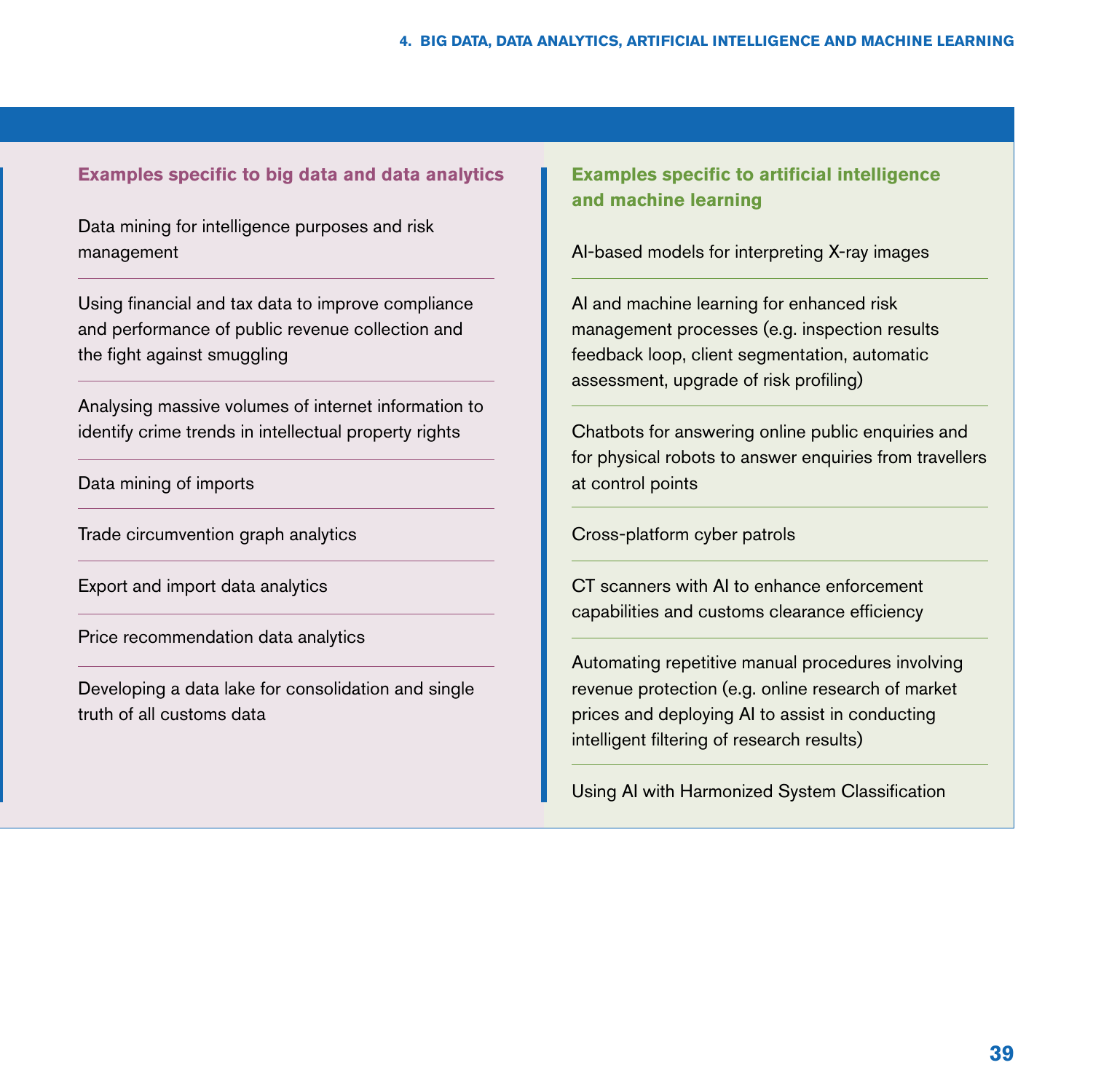### Examples specific to big data and data analytics

Data mining for intelligence purposes and risk management

Using financial and tax data to improve compliance and performance of public revenue collection and the fight against smuggling

Analysing massive volumes of internet information to identify crime trends in intellectual property rights

Data mining of imports

Trade circumvention graph analytics

Export and import data analytics

Price recommendation data analytics

Developing a data lake for consolidation and single truth of all customs data

### Examples specific to artificial intelligence and machine learning

AI-based models for interpreting X-ray images

AI and machine learning for enhanced risk management processes (e.g. inspection results feedback loop, client segmentation, automatic assessment, upgrade of risk profiling)

Chatbots for answering online public enquiries and for physical robots to answer enquiries from travellers at control points

Cross-platform cyber patrols

CT scanners with AI to enhance enforcement capabilities and customs clearance efficiency

Automating repetitive manual procedures involving revenue protection (e.g. online research of market prices and deploying AI to assist in conducting intelligent filtering of research results)

Using AI with Harmonized System Classification